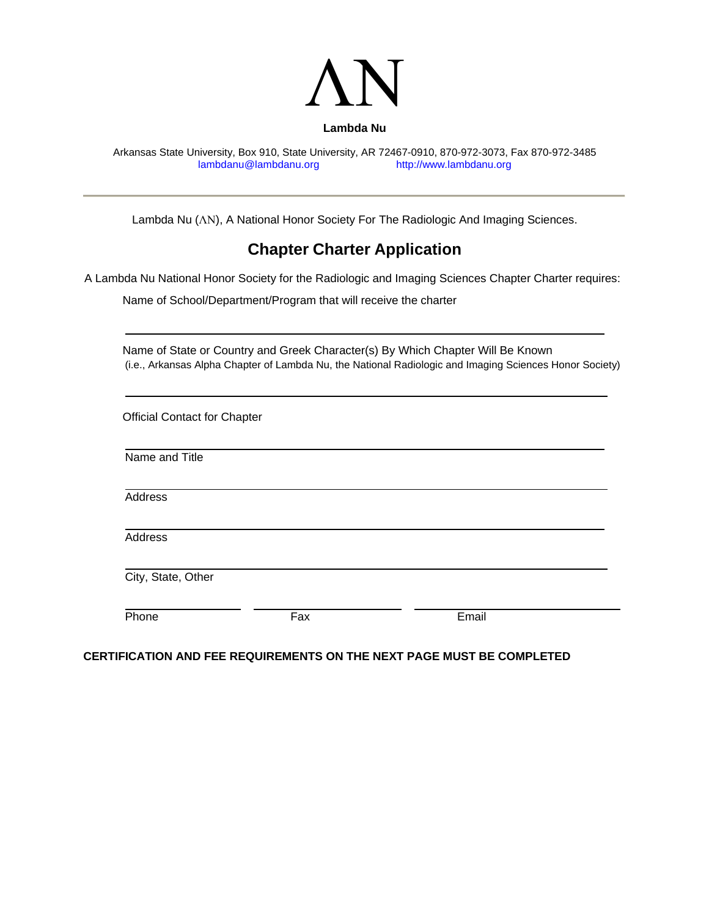# ΛN

**Lambda Nu**

Arkansas State University, Box 910, State University, AR 72467-0910, 870-972-3073, Fax 870-972-3485
lambdanu@lambdanu.org http://www.lambdanu.org

---

Lambda Nu (ΛN), A National Honor Society For The Radiologic And Imaging Sciences.

## Chapter Charter Application

A Lambda Nu National Honor Society for the Radiologic and Imaging Sciences Chapter Charter requires:

Name of School/Department/Program that will receive the charter

\_\_\_\_\_\_\_\_\_\_\_\_\_\_\_\_\_\_\_\_\_\_\_\_\_\_\_\_\_\_\_\_\_\_\_\_\_\_\_\_\_\_\_\_\_\_\_\_\_\_\_\_\_\_\_\_

Name of State or Country and Greek Character(s) By Which Chapter Will Be Known
(i.e., Arkansas Alpha Chapter of Lambda Nu, the National Radiologic and Imaging Sciences Honor Society)

\_\_\_\_\_\_\_\_\_\_\_\_\_\_\_\_\_\_\_\_\_\_\_\_\_\_\_\_\_\_\_\_\_\_\_\_\_\_\_\_\_\_\_\_\_\_\_\_\_\_\_\_\_\_\_\_

Official Contact for Chapter

\_\_\_\_\_\_\_\_\_\_\_\_\_\_\_\_\_\_\_\_\_\_\_\_\_\_\_\_\_\_\_\_\_\_\_\_\_\_\_\_\_\_\_\_\_\_\_\_\_\_\_\_\_\_\_\_
Name and Title

\_\_\_\_\_\_\_\_\_\_\_\_\_\_\_\_\_\_\_\_\_\_\_\_\_\_\_\_\_\_\_\_\_\_\_\_\_\_\_\_\_\_\_\_\_\_\_\_\_\_\_\_\_\_\_\_
Address

\_\_\_\_\_\_\_\_\_\_\_\_\_\_\_\_\_\_\_\_\_\_\_\_\_\_\_\_\_\_\_\_\_\_\_\_\_\_\_\_\_\_\_\_\_\_\_\_\_\_\_\_\_\_\_\_
Address

\_\_\_\_\_\_\_\_\_\_\_\_\_\_\_\_\_\_\_\_\_\_\_\_\_\_\_\_\_\_\_\_\_\_\_\_\_\_\_\_\_\_\_\_\_\_\_\_\_\_\_\_\_\_\_\_
City, State, Other

\_\_\_\_\_\_\_\_\_\_\_\_\_\_\_\_\_\_ \_\_\_\_\_\_\_\_\_\_\_\_\_\_\_\_\_\_ \_\_\_\_\_\_\_\_\_\_\_\_\_\_\_\_\_\_\_\_\_\_\_\_
Phone Fax Email

**CERTIFICATION AND FEE REQUIREMENTS ON THE NEXT PAGE MUST BE COMPLETED**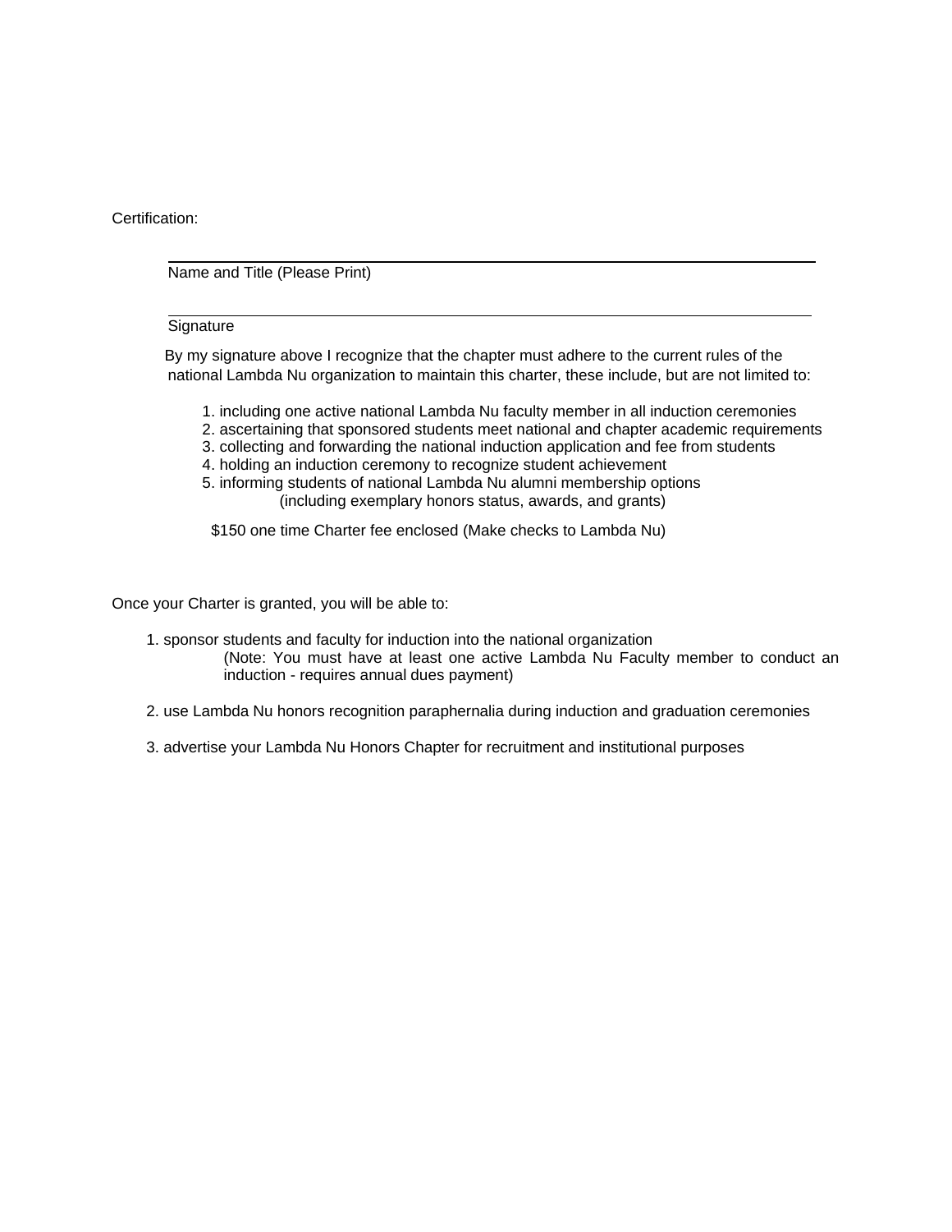Certification:

______________________________________________
Name and Title (Please Print)

______________________________________________
Signature

By my signature above I recognize that the chapter must adhere to the current rules of the national Lambda Nu organization to maintain this charter, these include, but are not limited to:

1. including one active national Lambda Nu faculty member in all induction ceremonies
2. ascertaining that sponsored students meet national and chapter academic requirements
3. collecting and forwarding the national induction application and fee from students
4. holding an induction ceremony to recognize student achievement
5. informing students of national Lambda Nu alumni membership options
   (including exemplary honors status, awards, and grants)

$150 one time Charter fee enclosed (Make checks to Lambda Nu)

Once your Charter is granted, you will be able to:

1. sponsor students and faculty for induction into the national organization
   (Note: You must have at least one active Lambda Nu Faculty member to conduct an induction - requires annual dues payment)

2. use Lambda Nu honors recognition paraphernalia during induction and graduation ceremonies

3. advertise your Lambda Nu Honors Chapter for recruitment and institutional purposes